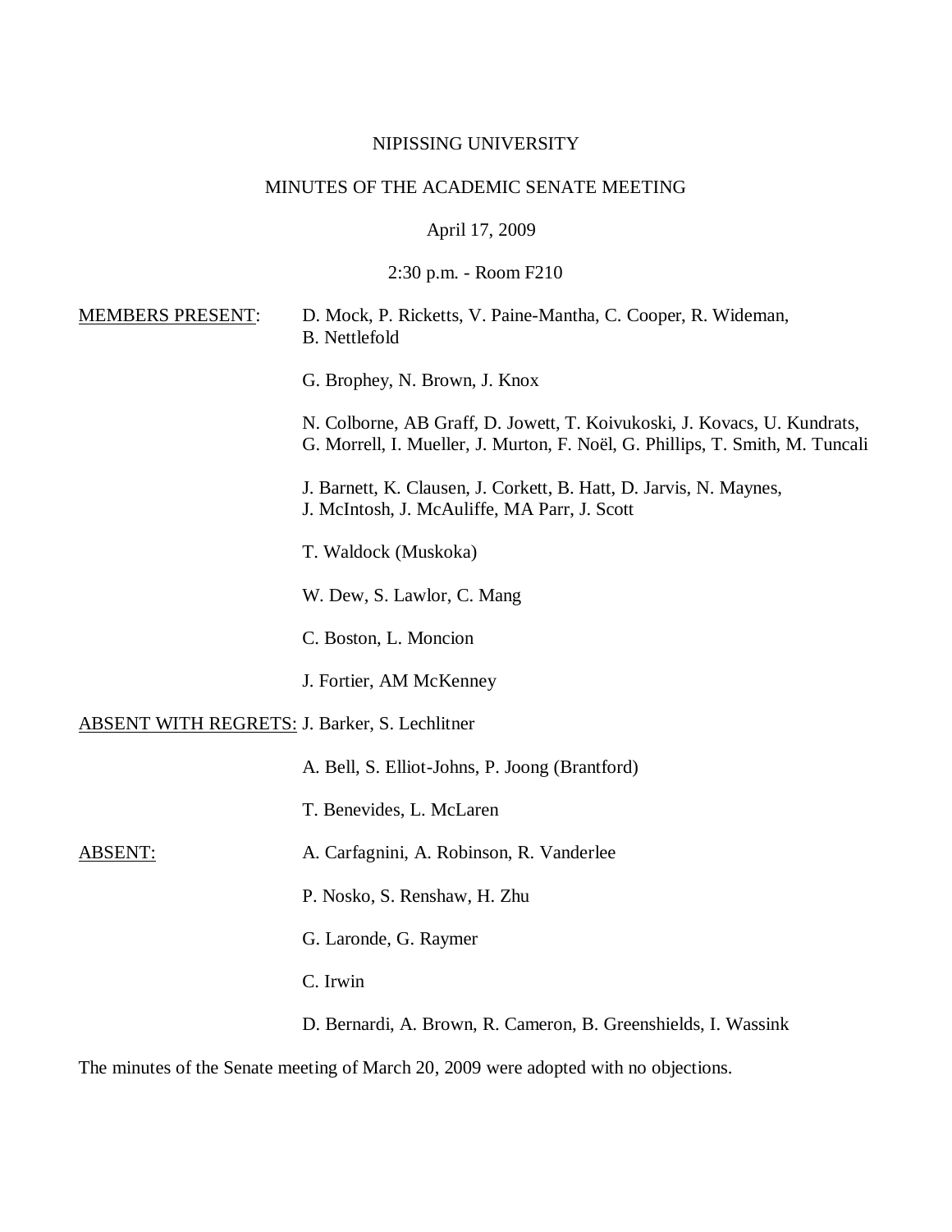NIPISSING UNIVERSITY

MINUTES OF THE ACADEMIC SENATE MEETING

April 17, 2009

2:30 p.m. - Room F210

<u>MEMBERS PRESENT</u>: D. Mock, P. Ricketts, V. Paine-Mantha, C. Cooper, R. Wideman, B. Nettlefold

G. Brophey, N. Brown, J. Knox

N. Colborne, AB Graff, D. Jowett, T. Koivukoski, J. Kovacs, U. Kundrats, G. Morrell, I. Mueller, J. Murton, F. Noël, G. Phillips, T. Smith, M. Tuncali

J. Barnett, K. Clausen, J. Corkett, B. Hatt, D. Jarvis, N. Maynes, J. McIntosh, J. McAuliffe, MA Parr, J. Scott

T. Waldock (Muskoka)

W. Dew, S. Lawlor, C. Mang

C. Boston, L. Moncion

J. Fortier, AM McKenney

<u>ABSENT WITH REGRETS</u>: J. Barker, S. Lechlitner

A. Bell, S. Elliot-Johns, P. Joong (Brantford)

T. Benevides, L. McLaren

<u>ABSENT</u>: A. Carfagnini, A. Robinson, R. Vanderlee

P. Nosko, S. Renshaw, H. Zhu

G. Laronde, G. Raymer

C. Irwin

D. Bernardi, A. Brown, R. Cameron, B. Greenshields, I. Wassink

The minutes of the Senate meeting of March 20, 2009 were adopted with no objections.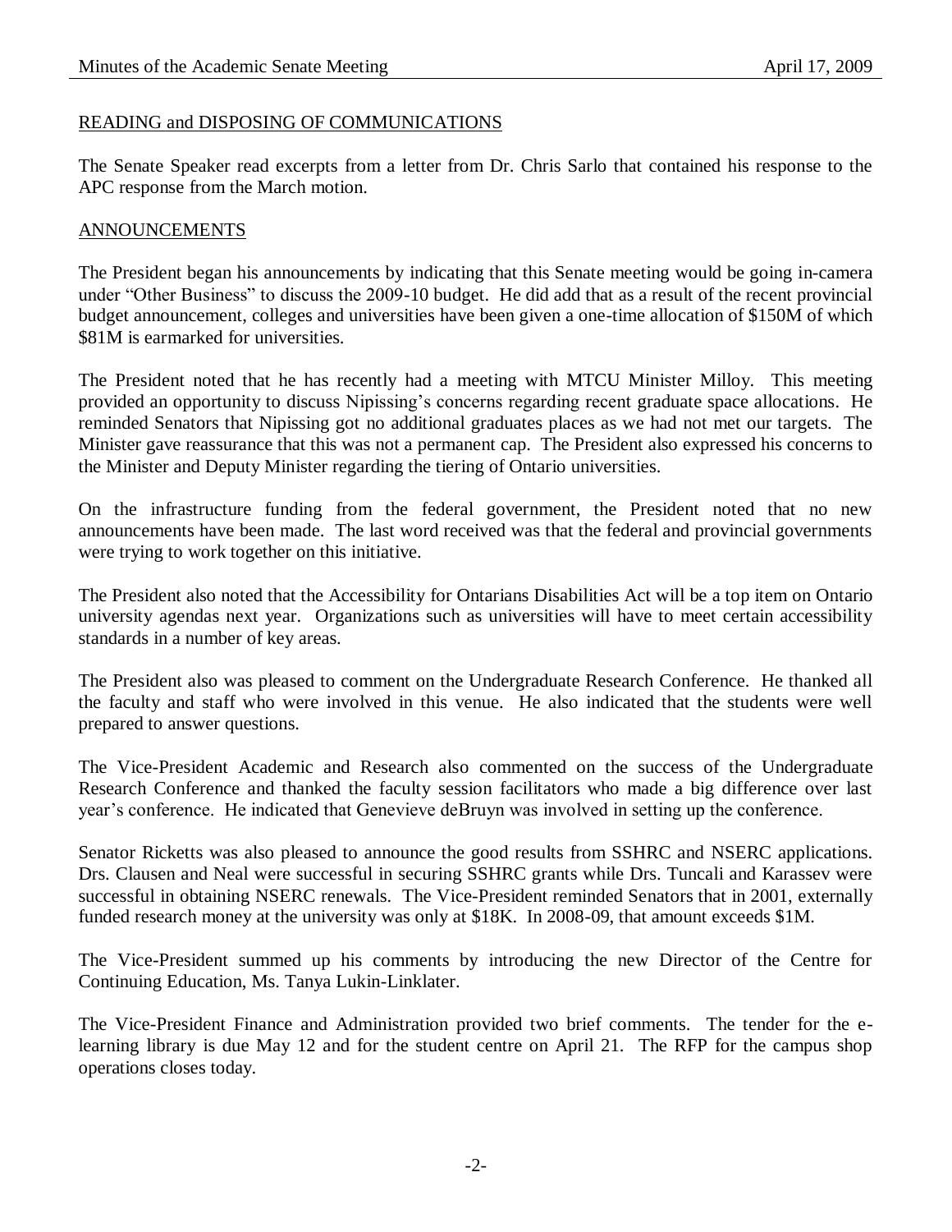## READING and DISPOSING OF COMMUNICATIONS

The Senate Speaker read excerpts from a letter from Dr. Chris Sarlo that contained his response to the APC response from the March motion.

## ANNOUNCEMENTS

The President began his announcements by indicating that this Senate meeting would be going in-camera under "Other Business" to discuss the 2009-10 budget. He did add that as a result of the recent provincial budget announcement, colleges and universities have been given a one-time allocation of $150M of which $81M is earmarked for universities.

The President noted that he has recently had a meeting with MTCU Minister Milloy. This meeting provided an opportunity to discuss Nipissing's concerns regarding recent graduate space allocations. He reminded Senators that Nipissing got no additional graduates places as we had not met our targets. The Minister gave reassurance that this was not a permanent cap. The President also expressed his concerns to the Minister and Deputy Minister regarding the tiering of Ontario universities.

On the infrastructure funding from the federal government, the President noted that no new announcements have been made. The last word received was that the federal and provincial governments were trying to work together on this initiative.

The President also noted that the Accessibility for Ontarians Disabilities Act will be a top item on Ontario university agendas next year. Organizations such as universities will have to meet certain accessibility standards in a number of key areas.

The President also was pleased to comment on the Undergraduate Research Conference. He thanked all the faculty and staff who were involved in this venue. He also indicated that the students were well prepared to answer questions.

The Vice-President Academic and Research also commented on the success of the Undergraduate Research Conference and thanked the faculty session facilitators who made a big difference over last year's conference. He indicated that Genevieve deBruyn was involved in setting up the conference.

Senator Ricketts was also pleased to announce the good results from SSHRC and NSERC applications. Drs. Clausen and Neal were successful in securing SSHRC grants while Drs. Tuncali and Karassev were successful in obtaining NSERC renewals. The Vice-President reminded Senators that in 2001, externally funded research money at the university was only at $18K. In 2008-09, that amount exceeds $1M.

The Vice-President summed up his comments by introducing the new Director of the Centre for Continuing Education, Ms. Tanya Lukin-Linklater.

The Vice-President Finance and Administration provided two brief comments. The tender for the e-learning library is due May 12 and for the student centre on April 21. The RFP for the campus shop operations closes today.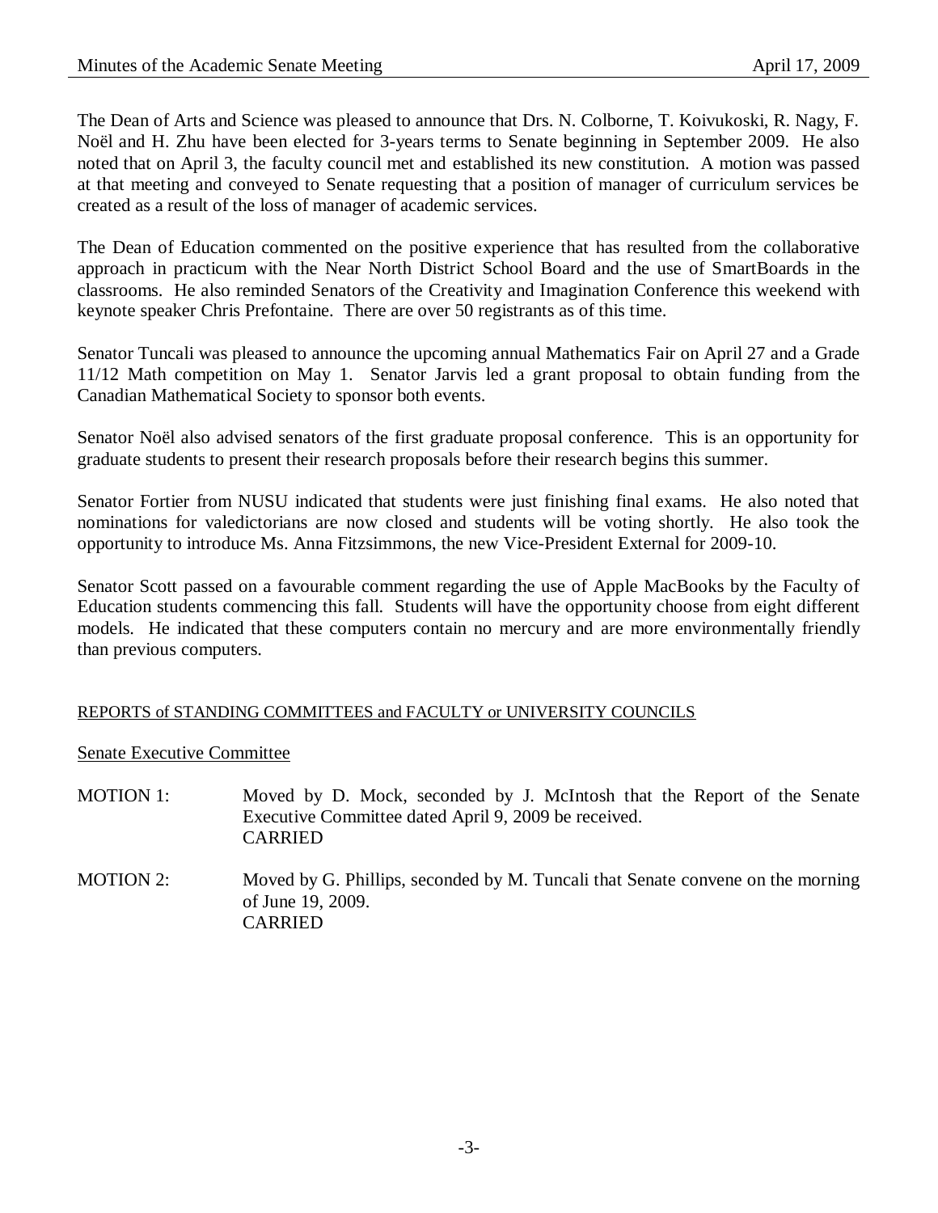The Dean of Arts and Science was pleased to announce that Drs. N. Colborne, T. Koivukoski, R. Nagy, F. Noël and H. Zhu have been elected for 3-years terms to Senate beginning in September 2009. He also noted that on April 3, the faculty council met and established its new constitution. A motion was passed at that meeting and conveyed to Senate requesting that a position of manager of curriculum services be created as a result of the loss of manager of academic services.

The Dean of Education commented on the positive experience that has resulted from the collaborative approach in practicum with the Near North District School Board and the use of SmartBoards in the classrooms. He also reminded Senators of the Creativity and Imagination Conference this weekend with keynote speaker Chris Prefontaine. There are over 50 registrants as of this time.

Senator Tuncali was pleased to announce the upcoming annual Mathematics Fair on April 27 and a Grade 11/12 Math competition on May 1. Senator Jarvis led a grant proposal to obtain funding from the Canadian Mathematical Society to sponsor both events.

Senator Noël also advised senators of the first graduate proposal conference. This is an opportunity for graduate students to present their research proposals before their research begins this summer.

Senator Fortier from NUSU indicated that students were just finishing final exams. He also noted that nominations for valedictorians are now closed and students will be voting shortly. He also took the opportunity to introduce Ms. Anna Fitzsimmons, the new Vice-President External for 2009-10.

Senator Scott passed on a favourable comment regarding the use of Apple MacBooks by the Faculty of Education students commencing this fall. Students will have the opportunity choose from eight different models. He indicated that these computers contain no mercury and are more environmentally friendly than previous computers.

## REPORTS of STANDING COMMITTEES and FACULTY or UNIVERSITY COUNCILS

### Senate Executive Committee

MOTION 1: Moved by D. Mock, seconded by J. McIntosh that the Report of the Senate Executive Committee dated April 9, 2009 be received.
CARRIED

MOTION 2: Moved by G. Phillips, seconded by M. Tuncali that Senate convene on the morning of June 19, 2009.
CARRIED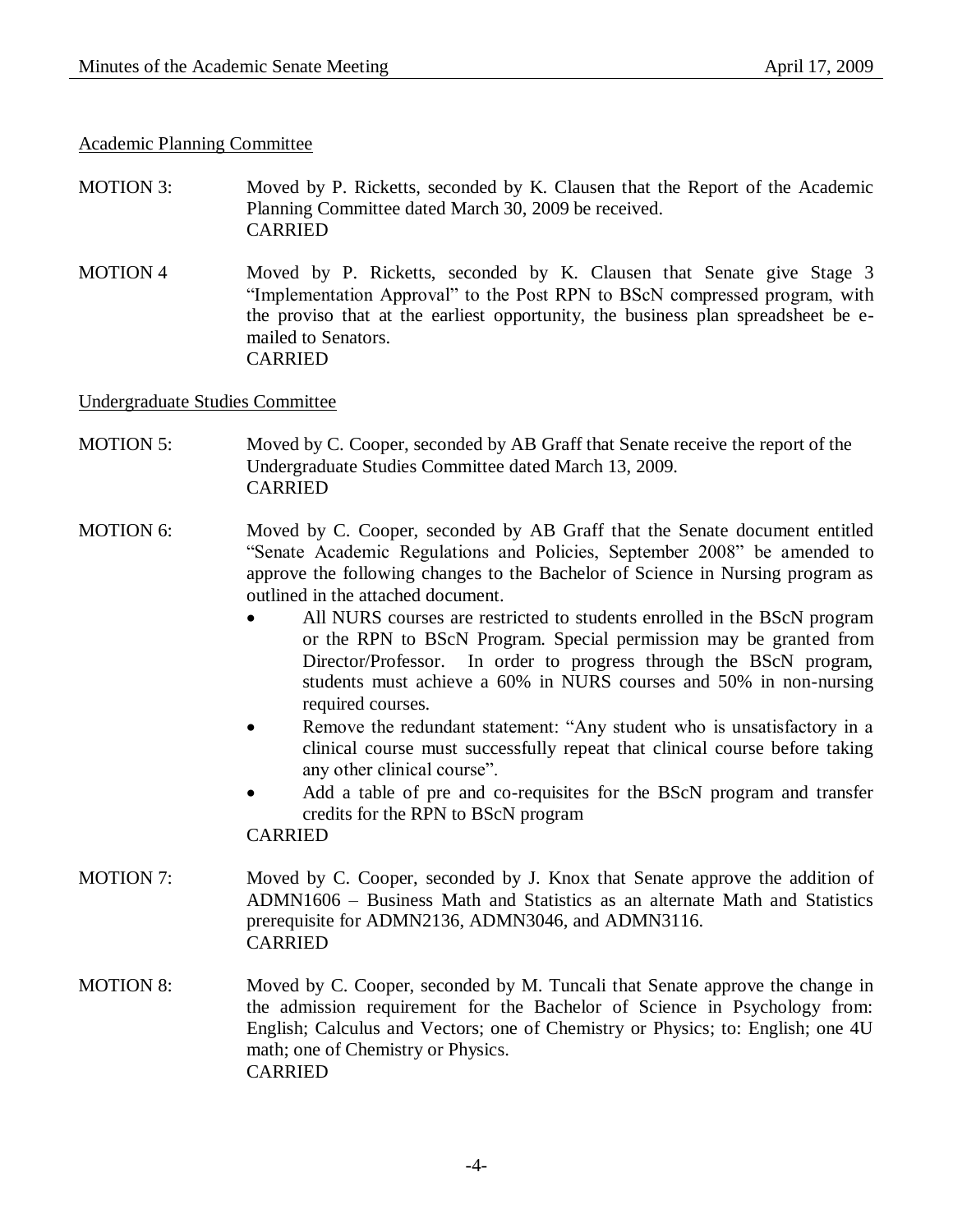Academic Planning Committee

MOTION 3: Moved by P. Ricketts, seconded by K. Clausen that the Report of the Academic Planning Committee dated March 30, 2009 be received.
CARRIED

MOTION 4 Moved by P. Ricketts, seconded by K. Clausen that Senate give Stage 3 "Implementation Approval" to the Post RPN to BScN compressed program, with the proviso that at the earliest opportunity, the business plan spreadsheet be e-mailed to Senators.
CARRIED

Undergraduate Studies Committee

MOTION 5: Moved by C. Cooper, seconded by AB Graff that Senate receive the report of the Undergraduate Studies Committee dated March 13, 2009.
CARRIED

MOTION 6: Moved by C. Cooper, seconded by AB Graff that the Senate document entitled "Senate Academic Regulations and Policies, September 2008" be amended to approve the following changes to the Bachelor of Science in Nursing program as outlined in the attached document.

- All NURS courses are restricted to students enrolled in the BScN program or the RPN to BScN Program. Special permission may be granted from Director/Professor. In order to progress through the BScN program, students must achieve a 60% in NURS courses and 50% in non-nursing required courses.
- Remove the redundant statement: "Any student who is unsatisfactory in a clinical course must successfully repeat that clinical course before taking any other clinical course".
- Add a table of pre and co-requisites for the BScN program and transfer credits for the RPN to BScN program

CARRIED

MOTION 7: Moved by C. Cooper, seconded by J. Knox that Senate approve the addition of ADMN1606 – Business Math and Statistics as an alternate Math and Statistics prerequisite for ADMN2136, ADMN3046, and ADMN3116.
CARRIED

MOTION 8: Moved by C. Cooper, seconded by M. Tuncali that Senate approve the change in the admission requirement for the Bachelor of Science in Psychology from: English; Calculus and Vectors; one of Chemistry or Physics; to: English; one 4U math; one of Chemistry or Physics.
CARRIED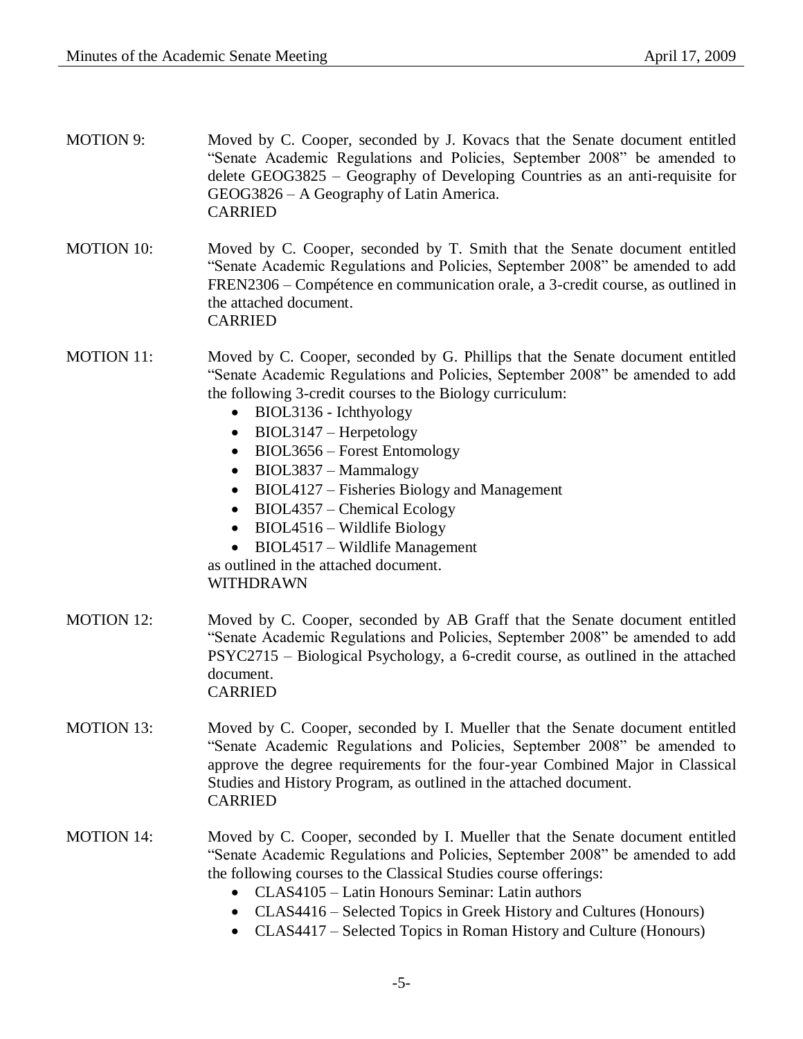MOTION 9: Moved by C. Cooper, seconded by J. Kovacs that the Senate document entitled "Senate Academic Regulations and Policies, September 2008" be amended to delete GEOG3825 – Geography of Developing Countries as an anti-requisite for GEOG3826 – A Geography of Latin America.
CARRIED

MOTION 10: Moved by C. Cooper, seconded by T. Smith that the Senate document entitled "Senate Academic Regulations and Policies, September 2008" be amended to add FREN2306 – Compétence en communication orale, a 3-credit course, as outlined in the attached document.
CARRIED

MOTION 11: Moved by C. Cooper, seconded by G. Phillips that the Senate document entitled "Senate Academic Regulations and Policies, September 2008" be amended to add the following 3-credit courses to the Biology curriculum:

- BIOL3136 - Ichthyology
- BIOL3147 – Herpetology
- BIOL3656 – Forest Entomology
- BIOL3837 – Mammalogy
- BIOL4127 – Fisheries Biology and Management
- BIOL4357 – Chemical Ecology
- BIOL4516 – Wildlife Biology
- BIOL4517 – Wildlife Management

as outlined in the attached document.
WITHDRAWN

MOTION 12: Moved by C. Cooper, seconded by AB Graff that the Senate document entitled "Senate Academic Regulations and Policies, September 2008" be amended to add PSYC2715 – Biological Psychology, a 6-credit course, as outlined in the attached document.
CARRIED

MOTION 13: Moved by C. Cooper, seconded by I. Mueller that the Senate document entitled "Senate Academic Regulations and Policies, September 2008" be amended to approve the degree requirements for the four-year Combined Major in Classical Studies and History Program, as outlined in the attached document.
CARRIED

MOTION 14: Moved by C. Cooper, seconded by I. Mueller that the Senate document entitled "Senate Academic Regulations and Policies, September 2008" be amended to add the following courses to the Classical Studies course offerings:

- CLAS4105 – Latin Honours Seminar: Latin authors
- CLAS4416 – Selected Topics in Greek History and Cultures (Honours)
- CLAS4417 – Selected Topics in Roman History and Culture (Honours)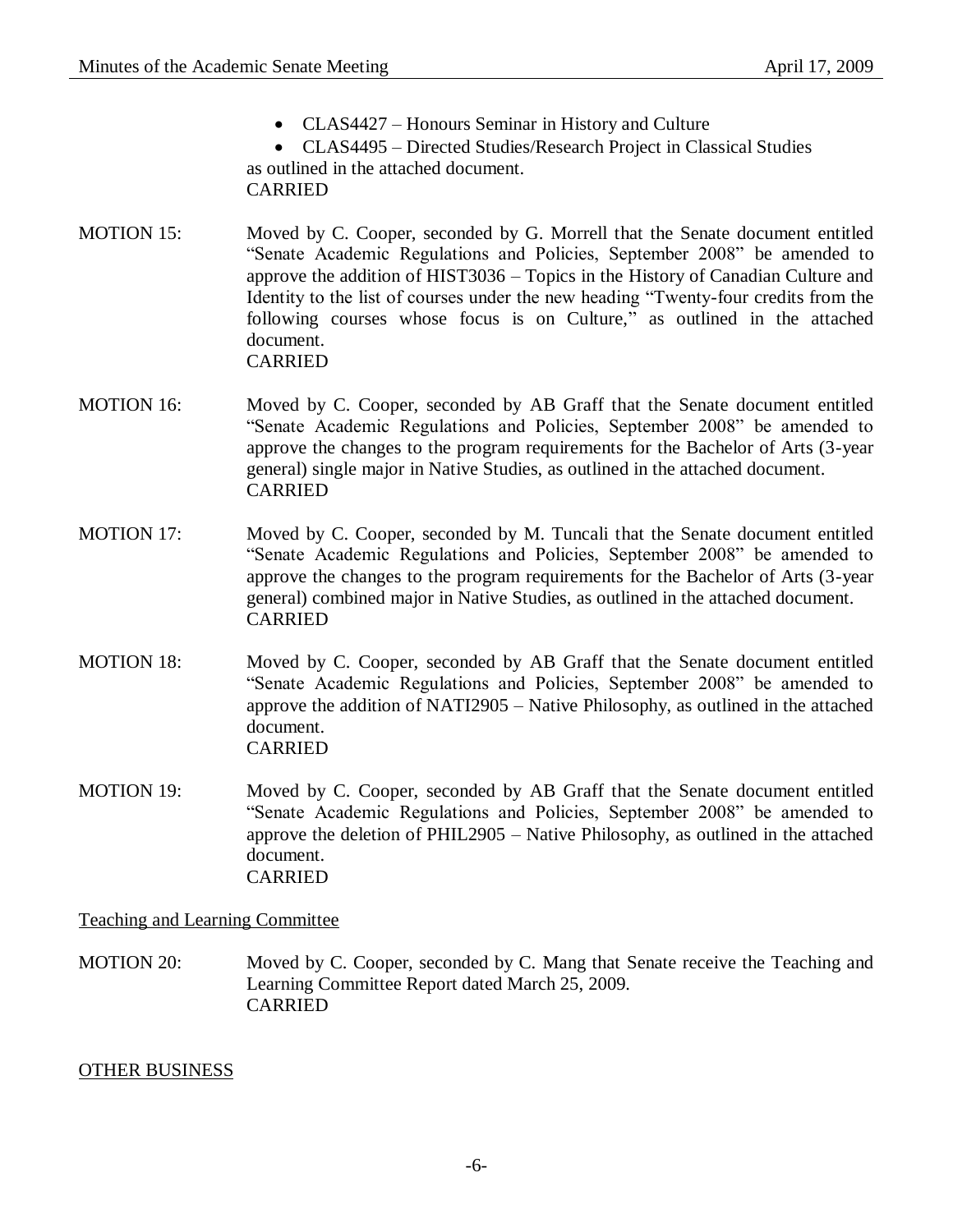- CLAS4427 – Honours Seminar in History and Culture
- CLAS4495 – Directed Studies/Research Project in Classical Studies

as outlined in the attached document.
CARRIED

MOTION 15: Moved by C. Cooper, seconded by G. Morrell that the Senate document entitled "Senate Academic Regulations and Policies, September 2008" be amended to approve the addition of HIST3036 – Topics in the History of Canadian Culture and Identity to the list of courses under the new heading "Twenty-four credits from the following courses whose focus is on Culture," as outlined in the attached document.
CARRIED

MOTION 16: Moved by C. Cooper, seconded by AB Graff that the Senate document entitled "Senate Academic Regulations and Policies, September 2008" be amended to approve the changes to the program requirements for the Bachelor of Arts (3-year general) single major in Native Studies, as outlined in the attached document.
CARRIED

MOTION 17: Moved by C. Cooper, seconded by M. Tuncali that the Senate document entitled "Senate Academic Regulations and Policies, September 2008" be amended to approve the changes to the program requirements for the Bachelor of Arts (3-year general) combined major in Native Studies, as outlined in the attached document.
CARRIED

MOTION 18: Moved by C. Cooper, seconded by AB Graff that the Senate document entitled "Senate Academic Regulations and Policies, September 2008" be amended to approve the addition of NATI2905 – Native Philosophy, as outlined in the attached document.
CARRIED

MOTION 19: Moved by C. Cooper, seconded by AB Graff that the Senate document entitled "Senate Academic Regulations and Policies, September 2008" be amended to approve the deletion of PHIL2905 – Native Philosophy, as outlined in the attached document.
CARRIED

Teaching and Learning Committee

MOTION 20: Moved by C. Cooper, seconded by C. Mang that Senate receive the Teaching and Learning Committee Report dated March 25, 2009.
CARRIED

OTHER BUSINESS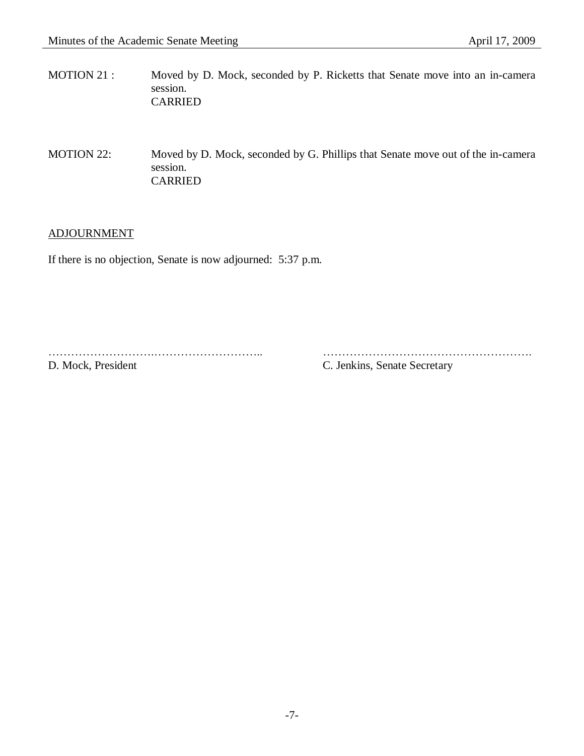MOTION 21 : Moved by D. Mock, seconded by P. Ricketts that Senate move into an in-camera session.
CARRIED

MOTION 22: Moved by D. Mock, seconded by G. Phillips that Senate move out of the in-camera session.
CARRIED

## ADJOURNMENT

If there is no objection, Senate is now adjourned: 5:37 p.m.

……………………….……………………….. ……………………………………………….
D. Mock, President C. Jenkins, Senate Secretary